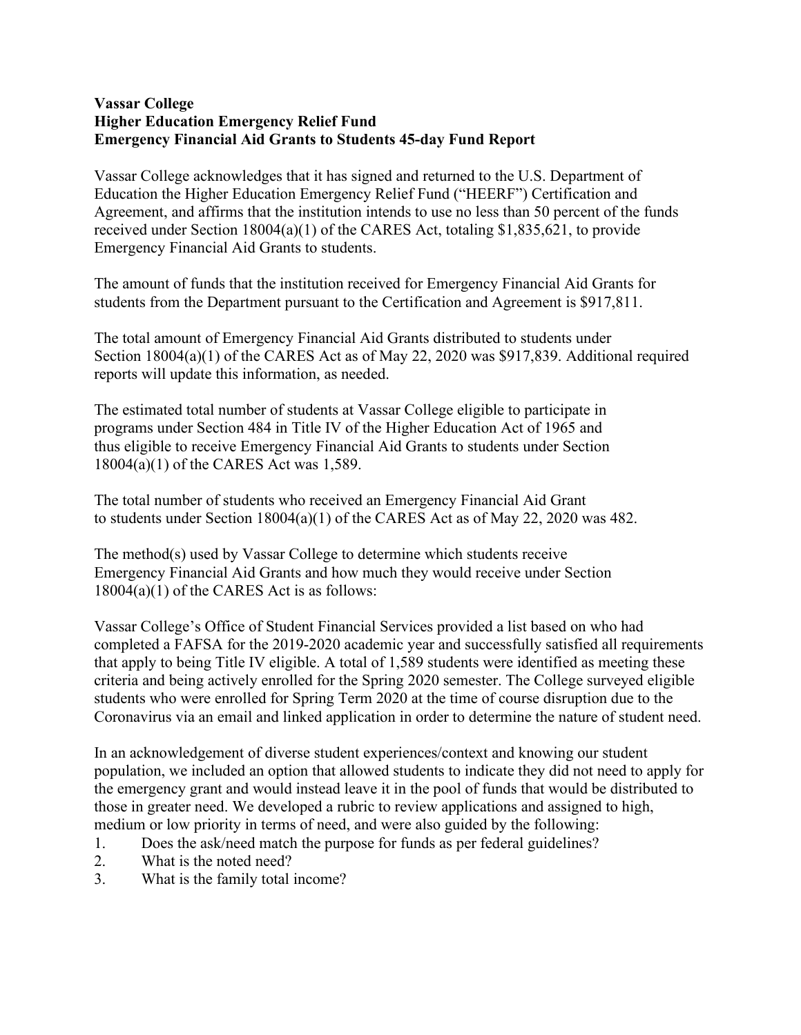**Vassar College**
**Higher Education Emergency Relief Fund**
**Emergency Financial Aid Grants to Students 45-day Fund Report**

Vassar College acknowledges that it has signed and returned to the U.S. Department of Education the Higher Education Emergency Relief Fund ("HEERF") Certification and Agreement, and affirms that the institution intends to use no less than 50 percent of the funds received under Section 18004(a)(1) of the CARES Act, totaling $1,835,621, to provide Emergency Financial Aid Grants to students.

The amount of funds that the institution received for Emergency Financial Aid Grants for students from the Department pursuant to the Certification and Agreement is $917,811.

The total amount of Emergency Financial Aid Grants distributed to students under Section 18004(a)(1) of the CARES Act as of May 22, 2020 was $917,839. Additional required reports will update this information, as needed.

The estimated total number of students at Vassar College eligible to participate in programs under Section 484 in Title IV of the Higher Education Act of 1965 and thus eligible to receive Emergency Financial Aid Grants to students under Section 18004(a)(1) of the CARES Act was 1,589.

The total number of students who received an Emergency Financial Aid Grant to students under Section 18004(a)(1) of the CARES Act as of May 22, 2020 was 482.

The method(s) used by Vassar College to determine which students receive Emergency Financial Aid Grants and how much they would receive under Section 18004(a)(1) of the CARES Act is as follows:

Vassar College's Office of Student Financial Services provided a list based on who had completed a FAFSA for the 2019-2020 academic year and successfully satisfied all requirements that apply to being Title IV eligible. A total of 1,589 students were identified as meeting these criteria and being actively enrolled for the Spring 2020 semester. The College surveyed eligible students who were enrolled for Spring Term 2020 at the time of course disruption due to the Coronavirus via an email and linked application in order to determine the nature of student need.

In an acknowledgement of diverse student experiences/context and knowing our student population, we included an option that allowed students to indicate they did not need to apply for the emergency grant and would instead leave it in the pool of funds that would be distributed to those in greater need. We developed a rubric to review applications and assigned to high, medium or low priority in terms of need, and were also guided by the following:

1. Does the ask/need match the purpose for funds as per federal guidelines?
2. What is the noted need?
3. What is the family total income?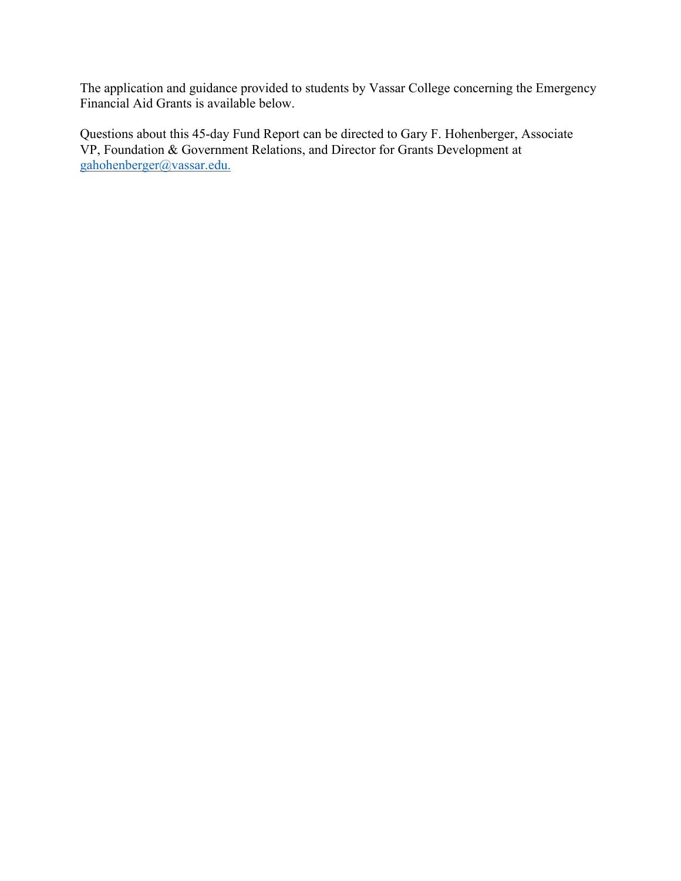The application and guidance provided to students by Vassar College concerning the Emergency Financial Aid Grants is available below.

Questions about this 45-day Fund Report can be directed to Gary F. Hohenberger, Associate VP, Foundation & Government Relations, and Director for Grants Development at gahohenberger@vassar.edu.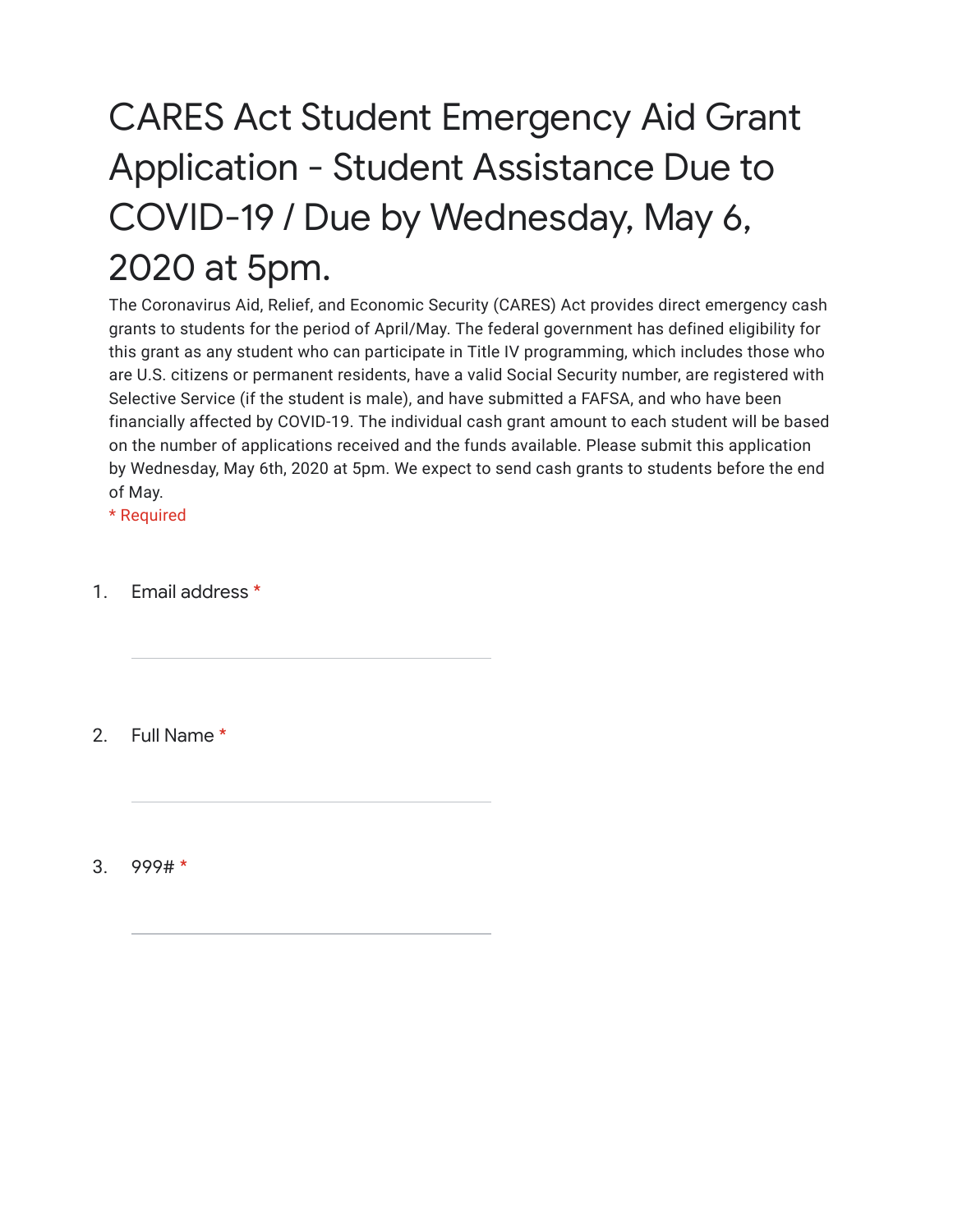# CARES Act Student Emergency Aid Grant Application - Student Assistance Due to COVID-19 / Due by Wednesday, May 6, 2020 at 5pm.

The Coronavirus Aid, Relief, and Economic Security (CARES) Act provides direct emergency cash grants to students for the period of April/May. The federal government has defined eligibility for this grant as any student who can participate in Title IV programming, which includes those who are U.S. citizens or permanent residents, have a valid Social Security number, are registered with Selective Service (if the student is male), and have submitted a FAFSA, and who have been financially affected by COVID-19. The individual cash grant amount to each student will be based on the number of applications received and the funds available. Please submit this application by Wednesday, May 6th, 2020 at 5pm. We expect to send cash grants to students before the end of May.

\* Required

1. Email address *

   ______________________________

2. Full Name *

   ______________________________

3. 999# *

   ______________________________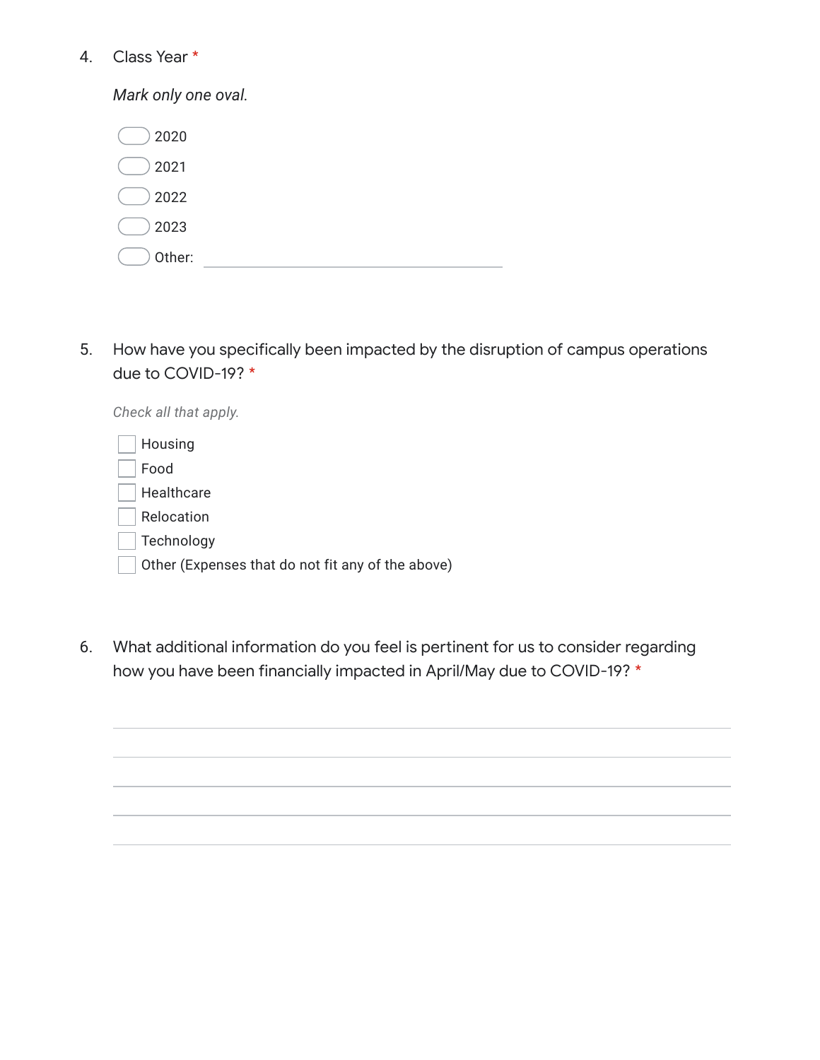4. Class Year *

*Mark only one oval.*

- ( ) 2020
- ( ) 2021
- ( ) 2022
- ( ) 2023
- ( ) Other: ____________________

5. How have you specifically been impacted by the disruption of campus operations due to COVID-19? *

*Check all that apply.*

- [ ] Housing
- [ ] Food
- [ ] Healthcare
- [ ] Relocation
- [ ] Technology
- [ ] Other (Expenses that do not fit any of the above)

6. What additional information do you feel is pertinent for us to consider regarding how you have been financially impacted in April/May due to COVID-19? *

_______________________________________________

_______________________________________________

_______________________________________________

_______________________________________________

_______________________________________________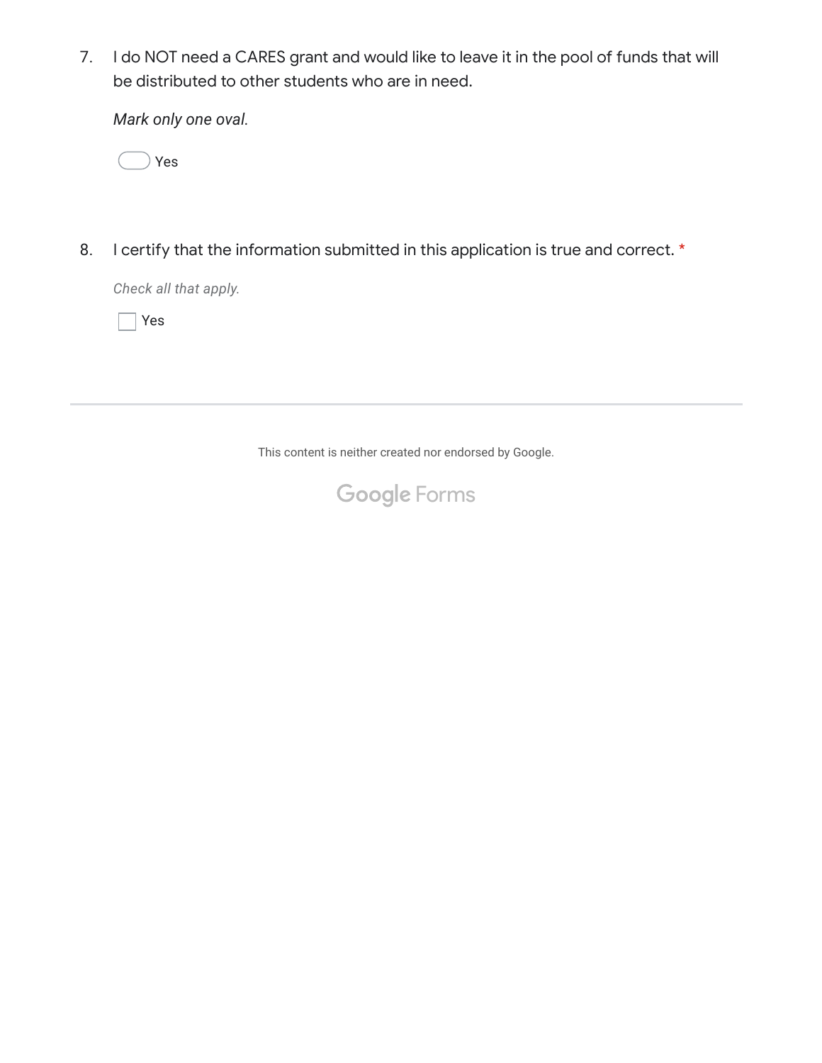7. I do NOT need a CARES grant and would like to leave it in the pool of funds that will be distributed to other students who are in need.

   *Mark only one oval.*

   ◯ Yes

8. I certify that the information submitted in this application is true and correct. *

   *Check all that apply.*

   ☐ Yes

---

This content is neither created nor endorsed by Google.

Google Forms